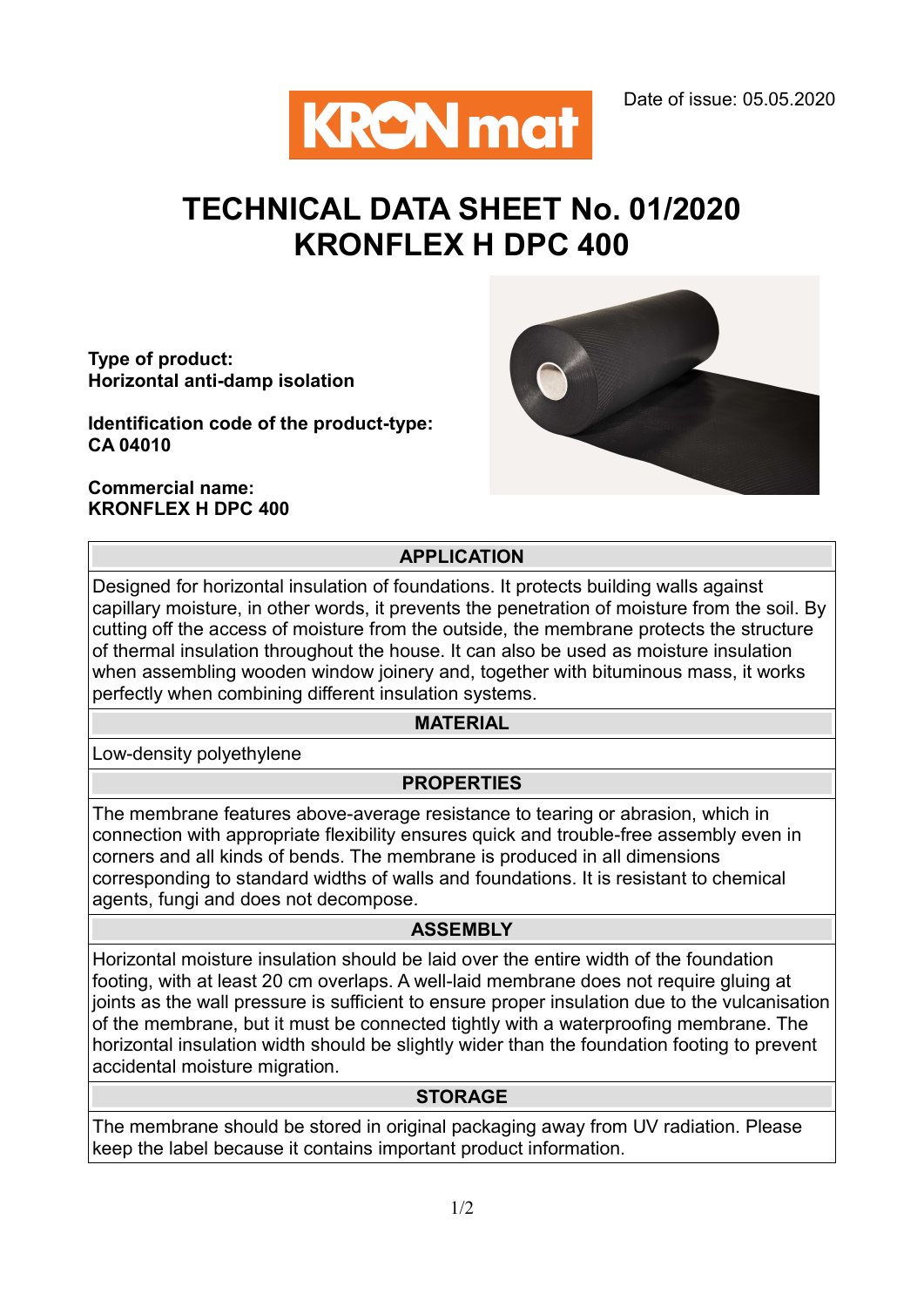Date of issue: 05.05.2020

# TECHNICAL DATA SHEET No. 01/2020
# KRONFLEX H DPC 400

**Type of product:**
**Horizontal anti-damp isolation**

**Identification code of the product-type:**
**CA 04010**

**Commercial name:**
**KRONFLEX H DPC 400**

## APPLICATION

Designed for horizontal insulation of foundations. It protects building walls against capillary moisture, in other words, it prevents the penetration of moisture from the soil. By cutting off the access of moisture from the outside, the membrane protects the structure of thermal insulation throughout the house. It can also be used as moisture insulation when assembling wooden window joinery and, together with bituminous mass, it works perfectly when combining different insulation systems.

## MATERIAL

Low-density polyethylene

## PROPERTIES

The membrane features above-average resistance to tearing or abrasion, which in connection with appropriate flexibility ensures quick and trouble-free assembly even in corners and all kinds of bends. The membrane is produced in all dimensions corresponding to standard widths of walls and foundations. It is resistant to chemical agents, fungi and does not decompose.

## ASSEMBLY

Horizontal moisture insulation should be laid over the entire width of the foundation footing, with at least 20 cm overlaps. A well-laid membrane does not require gluing at joints as the wall pressure is sufficient to ensure proper insulation due to the vulcanisation of the membrane, but it must be connected tightly with a waterproofing membrane. The horizontal insulation width should be slightly wider than the foundation footing to prevent accidental moisture migration.

## STORAGE

The membrane should be stored in original packaging away from UV radiation. Please keep the label because it contains important product information.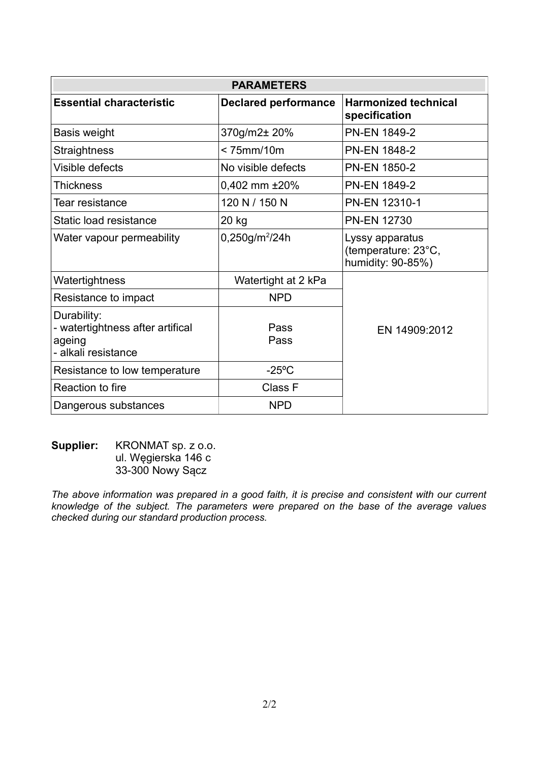| PARAMETERS | | |
|---|---|---|
| **Essential characteristic** | **Declared performance** | **Harmonized technical specification** |
| Basis weight | 370g/m2± 20% | PN-EN 1849-2 |
| Straightness | < 75mm/10m | PN-EN 1848-2 |
| Visible defects | No visible defects | PN-EN 1850-2 |
| Thickness | 0,402 mm ±20% | PN-EN 1849-2 |
| Tear resistance | 120 N / 150 N | PN-EN 12310-1 |
| Static load resistance | 20 kg | PN-EN 12730 |
| Water vapour permeability | 0,250g/m$^2$/24h | Lyssy apparatus (temperature: 23°C, humidity: 90-85%) |
| Watertightness | Watertight at 2 kPa | EN 14909:2012 |
| Resistance to impact | NPD | |
| Durability:<br>- watertightness after artifical ageing<br>- alkali resistance | Pass<br>Pass | |
| Resistance to low temperature | -25ºC | |
| Reaction to fire | Class F | |
| Dangerous substances | NPD | |

**Supplier:** KRONMAT sp. z o.o.
ul. Węgierska 146 c
33-300 Nowy Sącz

*The above information was prepared in a good faith, it is precise and consistent with our current knowledge of the subject. The parameters were prepared on the base of the average values checked during our standard production process.*